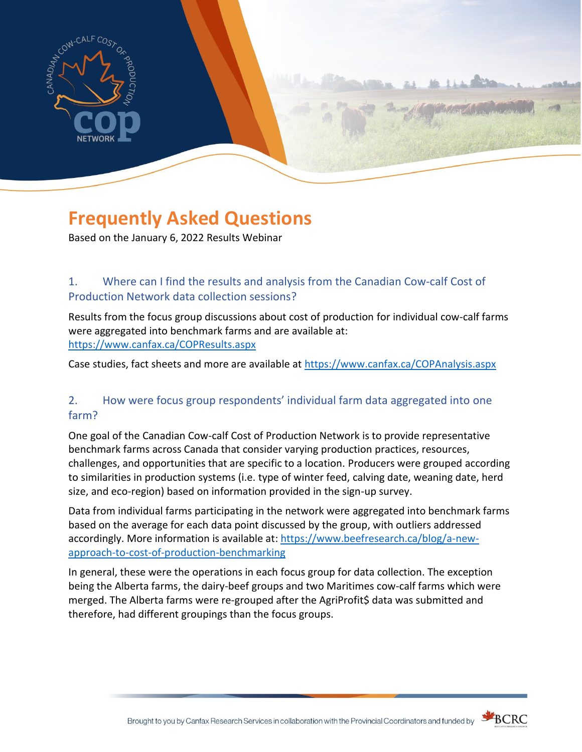# Frequently Asked Questions

Based on the January 6, 2022 Results Webinar

## 1. Where can I find the results and analysis from the Canadian Cow-calf Cost of Production Network data collection sessions?

Results from the focus group discussions about cost of production for individual cow-calf farms were aggregated into benchmark farms and are available at: https://www.canfax.ca/COPResults.aspx

Case studies, fact sheets and more are available at https://www.canfax.ca/COPAnalysis.aspx

## 2. How were focus group respondents' individual farm data aggregated into one farm?

One goal of the Canadian Cow-calf Cost of Production Network is to provide representative benchmark farms across Canada that consider varying production practices, resources, challenges, and opportunities that are specific to a location. Producers were grouped according to similarities in production systems (i.e. type of winter feed, calving date, weaning date, herd size, and eco-region) based on information provided in the sign-up survey.

Data from individual farms participating in the network were aggregated into benchmark farms based on the average for each data point discussed by the group, with outliers addressed accordingly. More information is available at: https://www.beefresearch.ca/blog/a-new-approach-to-cost-of-production-benchmarking

In general, these were the operations in each focus group for data collection. The exception being the Alberta farms, the dairy-beef groups and two Maritimes cow-calf farms which were merged. The Alberta farms were re-grouped after the AgriProfit$ data was submitted and therefore, had different groupings than the focus groups.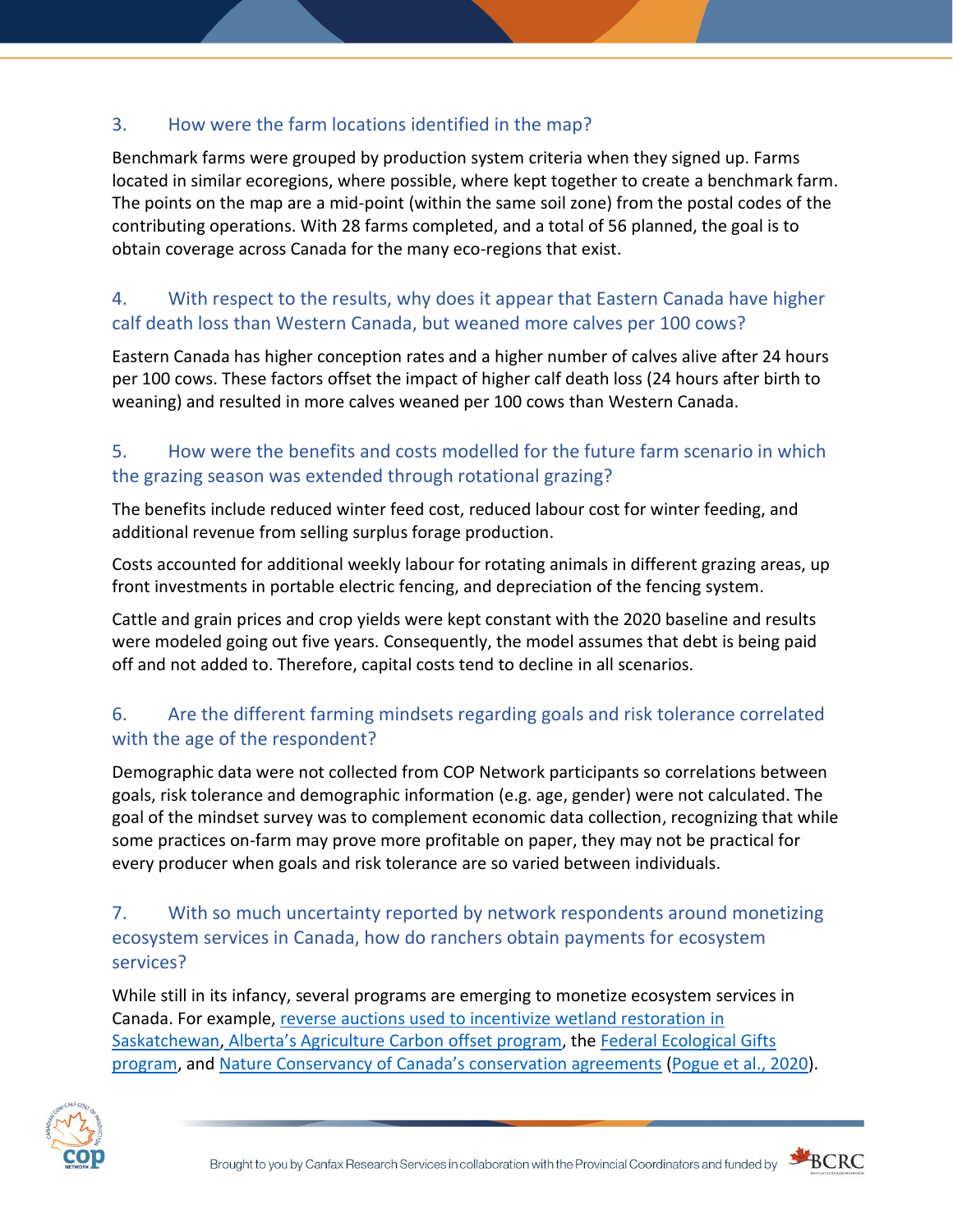### 3. How were the farm locations identified in the map?

Benchmark farms were grouped by production system criteria when they signed up. Farms located in similar ecoregions, where possible, where kept together to create a benchmark farm. The points on the map are a mid-point (within the same soil zone) from the postal codes of the contributing operations. With 28 farms completed, and a total of 56 planned, the goal is to obtain coverage across Canada for the many eco-regions that exist.

### 4. With respect to the results, why does it appear that Eastern Canada have higher calf death loss than Western Canada, but weaned more calves per 100 cows?

Eastern Canada has higher conception rates and a higher number of calves alive after 24 hours per 100 cows. These factors offset the impact of higher calf death loss (24 hours after birth to weaning) and resulted in more calves weaned per 100 cows than Western Canada.

### 5. How were the benefits and costs modelled for the future farm scenario in which the grazing season was extended through rotational grazing?

The benefits include reduced winter feed cost, reduced labour cost for winter feeding, and additional revenue from selling surplus forage production.

Costs accounted for additional weekly labour for rotating animals in different grazing areas, up front investments in portable electric fencing, and depreciation of the fencing system.

Cattle and grain prices and crop yields were kept constant with the 2020 baseline and results were modeled going out five years. Consequently, the model assumes that debt is being paid off and not added to. Therefore, capital costs tend to decline in all scenarios.

### 6. Are the different farming mindsets regarding goals and risk tolerance correlated with the age of the respondent?

Demographic data were not collected from COP Network participants so correlations between goals, risk tolerance and demographic information (e.g. age, gender) were not calculated. The goal of the mindset survey was to complement economic data collection, recognizing that while some practices on-farm may prove more profitable on paper, they may not be practical for every producer when goals and risk tolerance are so varied between individuals.

### 7. With so much uncertainty reported by network respondents around monetizing ecosystem services in Canada, how do ranchers obtain payments for ecosystem services?

While still in its infancy, several programs are emerging to monetize ecosystem services in Canada. For example, reverse auctions used to incentivize wetland restoration in Saskatchewan, Alberta's Agriculture Carbon offset program, the Federal Ecological Gifts program, and Nature Conservancy of Canada's conservation agreements (Pogue et al., 2020).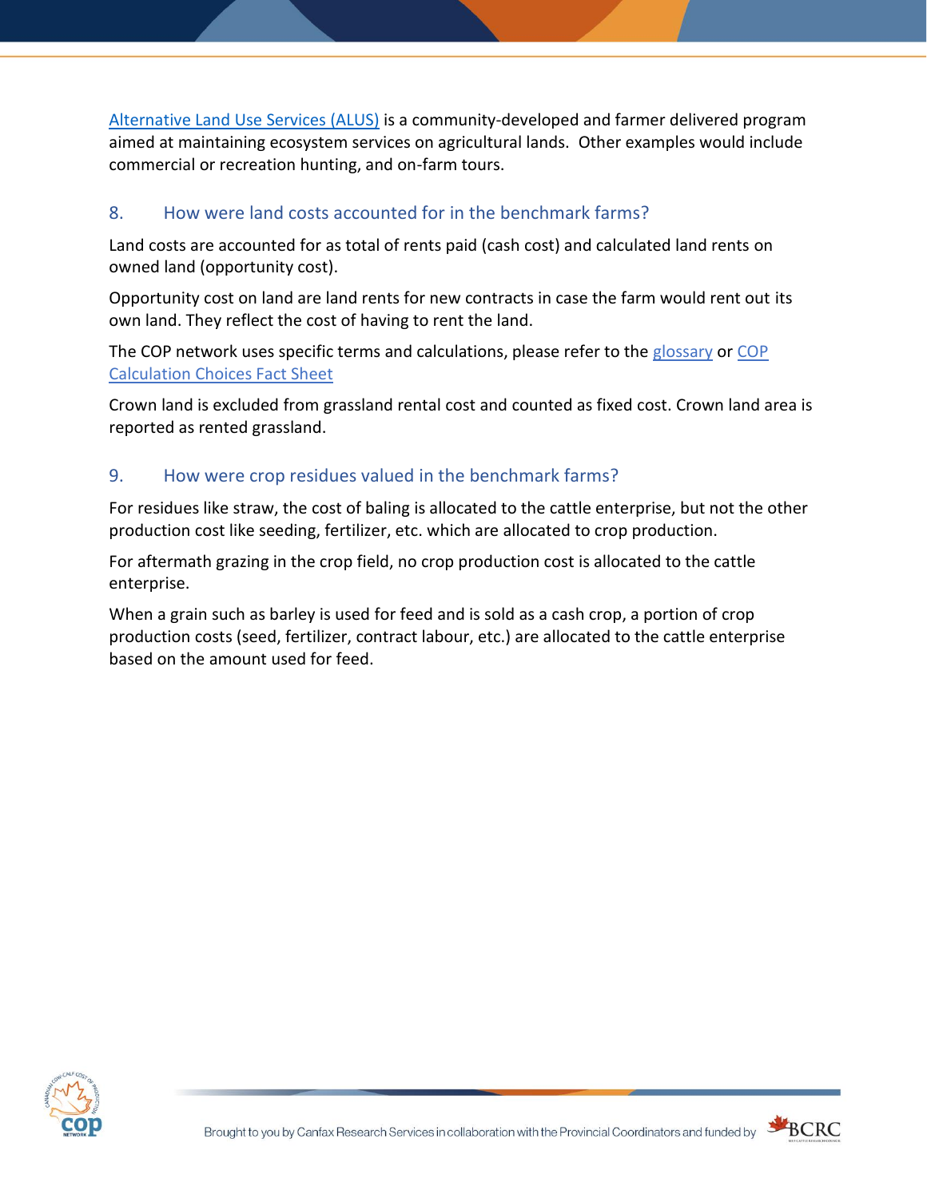[Alternative Land Use Services (ALUS)] is a community-developed and farmer delivered program aimed at maintaining ecosystem services on agricultural lands. Other examples would include commercial or recreation hunting, and on-farm tours.

## 8. How were land costs accounted for in the benchmark farms?

Land costs are accounted for as total of rents paid (cash cost) and calculated land rents on owned land (opportunity cost).

Opportunity cost on land are land rents for new contracts in case the farm would rent out its own land. They reflect the cost of having to rent the land.

The COP network uses specific terms and calculations, please refer to the glossary or COP Calculation Choices Fact Sheet

Crown land is excluded from grassland rental cost and counted as fixed cost. Crown land area is reported as rented grassland.

## 9. How were crop residues valued in the benchmark farms?

For residues like straw, the cost of baling is allocated to the cattle enterprise, but not the other production cost like seeding, fertilizer, etc. which are allocated to crop production.

For aftermath grazing in the crop field, no crop production cost is allocated to the cattle enterprise.

When a grain such as barley is used for feed and is sold as a cash crop, a portion of crop production costs (seed, fertilizer, contract labour, etc.) are allocated to the cattle enterprise based on the amount used for feed.